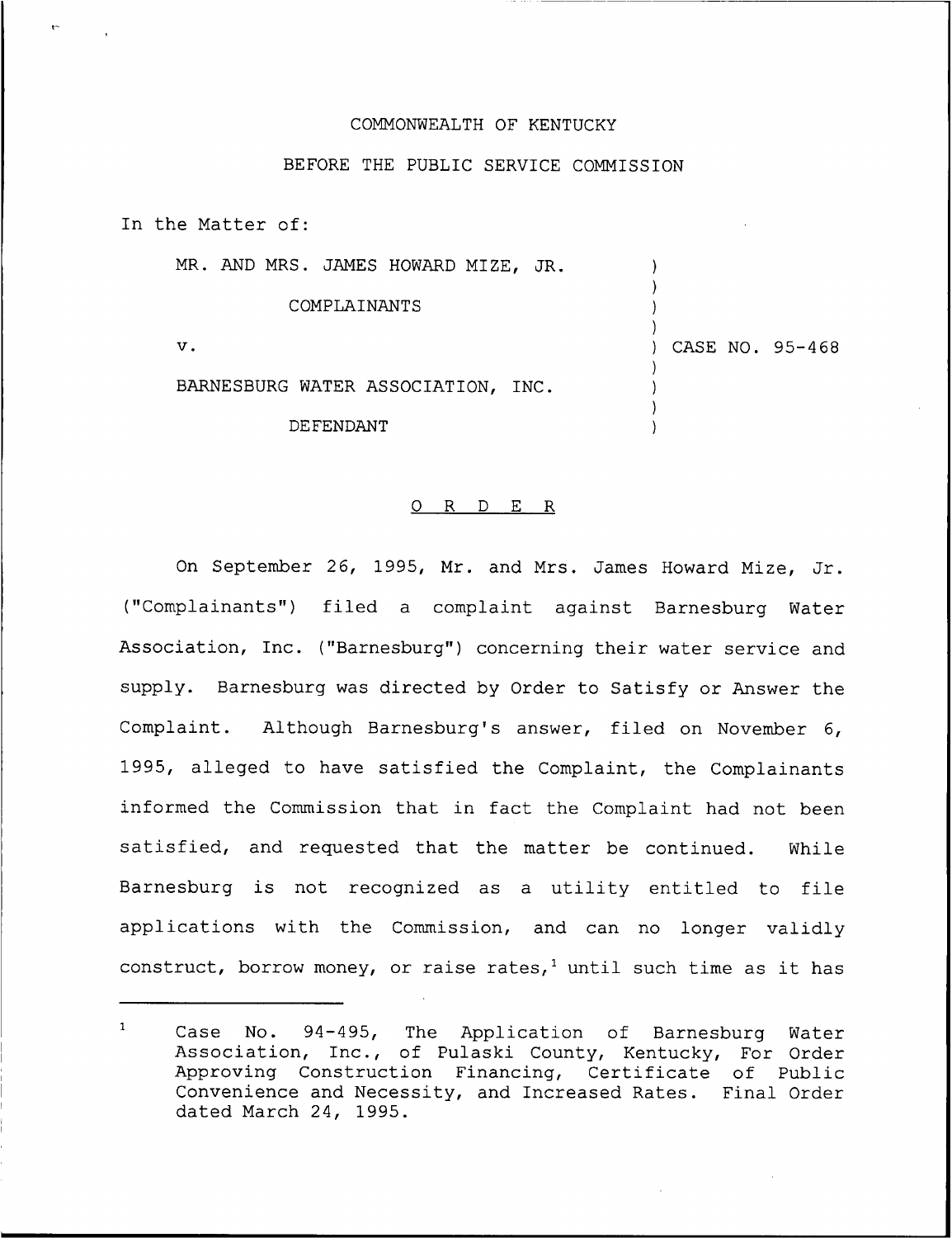COMMONWEALTH OF KENTUCKY

BEFORE THE PUBLIC SERVICE COMMISSION

In the Matter of:

| | |
|---|---|
| MR. AND MRS. JAMES HOWARD MIZE, JR. | ) |
| COMPLAINANTS | ) |
| v. | ) CASE NO. 95-468 |
| BARNESBURG WATER ASSOCIATION, INC. | ) |
| DEFENDANT | ) |

O R D E R

On September 26, 1995, Mr. and Mrs. James Howard Mize, Jr. ("Complainants") filed a complaint against Barnesburg Water Association, Inc. ("Barnesburg") concerning their water service and supply. Barnesburg was directed by Order to Satisfy or Answer the Complaint. Although Barnesburg's answer, filed on November 6, 1995, alleged to have satisfied the Complaint, the Complainants informed the Commission that in fact the Complaint had not been satisfied, and requested that the matter be continued. While Barnesburg is not recognized as a utility entitled to file applications with the Commission, and can no longer validly construct, borrow money, or raise rates,[1] until such time as it has

---

[1] Case No. 94-495, The Application of Barnesburg Water Association, Inc., of Pulaski County, Kentucky, For Order Approving Construction Financing, Certificate of Public Convenience and Necessity, and Increased Rates. Final Order dated March 24, 1995.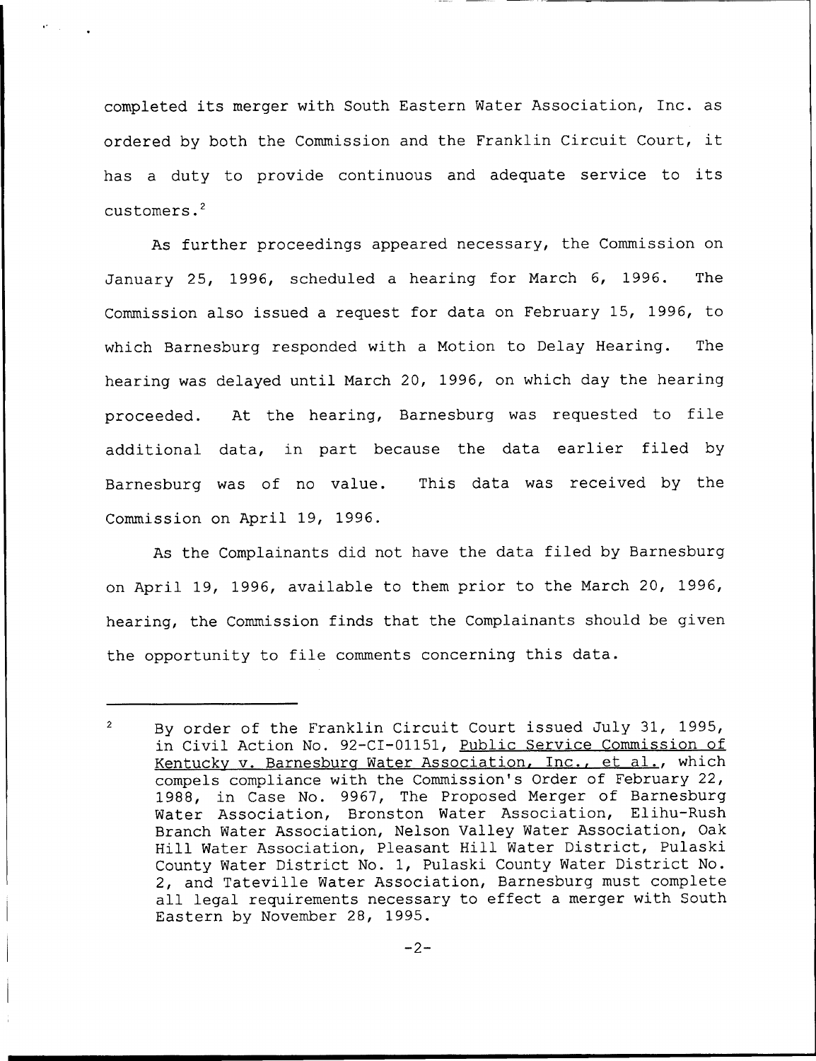completed its merger with South Eastern Water Association, Inc. as ordered by both the Commission and the Franklin Circuit Court, it has a duty to provide continuous and adequate service to its customers.[2]

As further proceedings appeared necessary, the Commission on January 25, 1996, scheduled a hearing for March 6, 1996. The Commission also issued a request for data on February 15, 1996, to which Barnesburg responded with a Motion to Delay Hearing. The hearing was delayed until March 20, 1996, on which day the hearing proceeded. At the hearing, Barnesburg was requested to file additional data, in part because the data earlier filed by Barnesburg was of no value. This data was received by the Commission on April 19, 1996.

As the Complainants did not have the data filed by Barnesburg on April 19, 1996, available to them prior to the March 20, 1996, hearing, the Commission finds that the Complainants should be given the opportunity to file comments concerning this data.

---

[2] By order of the Franklin Circuit Court issued July 31, 1995, in Civil Action No. 92-CI-01151, Public Service Commission of Kentucky v. Barnesburg Water Association, Inc., et al., which compels compliance with the Commission's Order of February 22, 1988, in Case No. 9967, The Proposed Merger of Barnesburg Water Association, Bronston Water Association, Elihu-Rush Branch Water Association, Nelson Valley Water Association, Oak Hill Water Association, Pleasant Hill Water District, Pulaski County Water District No. 1, Pulaski County Water District No. 2, and Tateville Water Association, Barnesburg must complete all legal requirements necessary to effect a merger with South Eastern by November 28, 1995.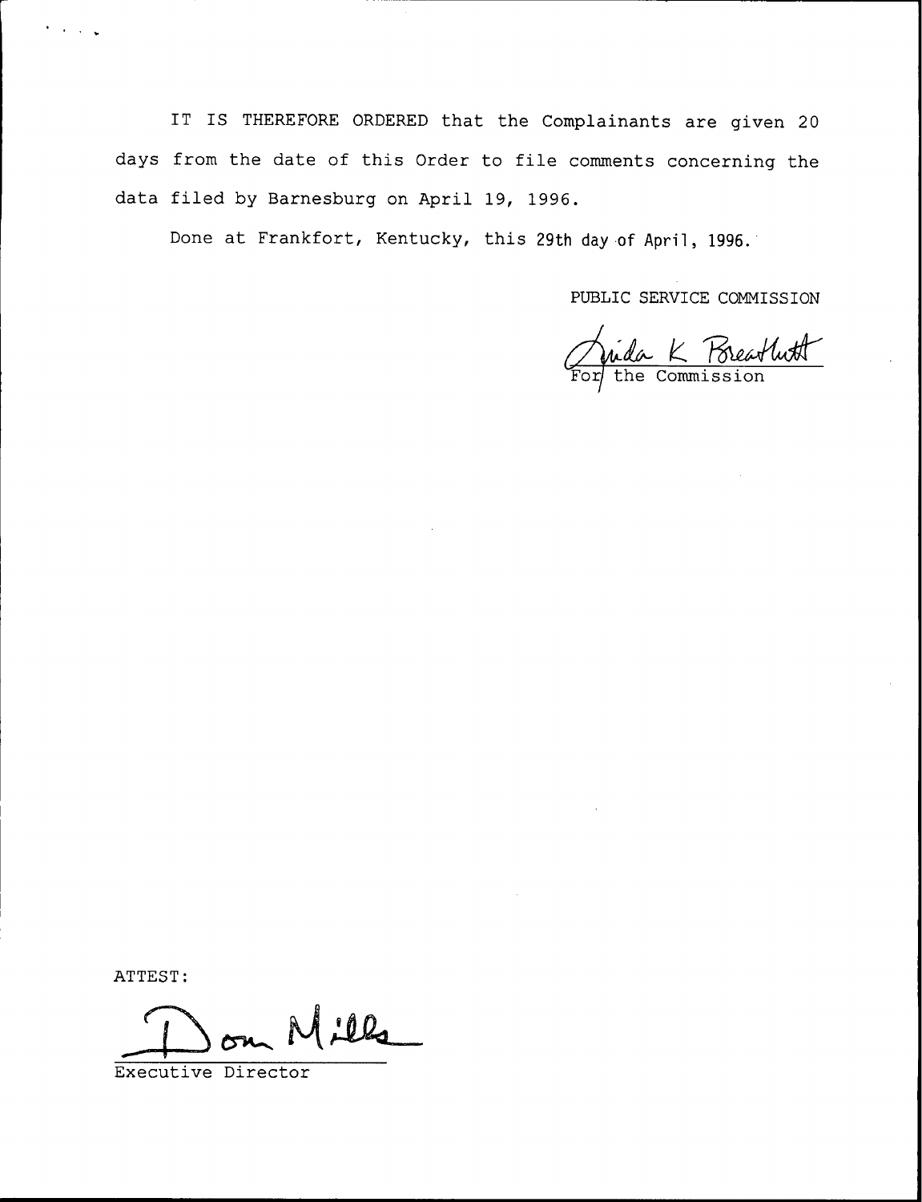IT IS THEREFORE ORDERED that the Complainants are given 20 days from the date of this Order to file comments concerning the data filed by Barnesburg on April 19, 1996.

Done at Frankfort, Kentucky, this 29th day of April, 1996.

PUBLIC SERVICE COMMISSION

Linda K. Breathitt
For the Commission

ATTEST:

Don Mills
Executive Director